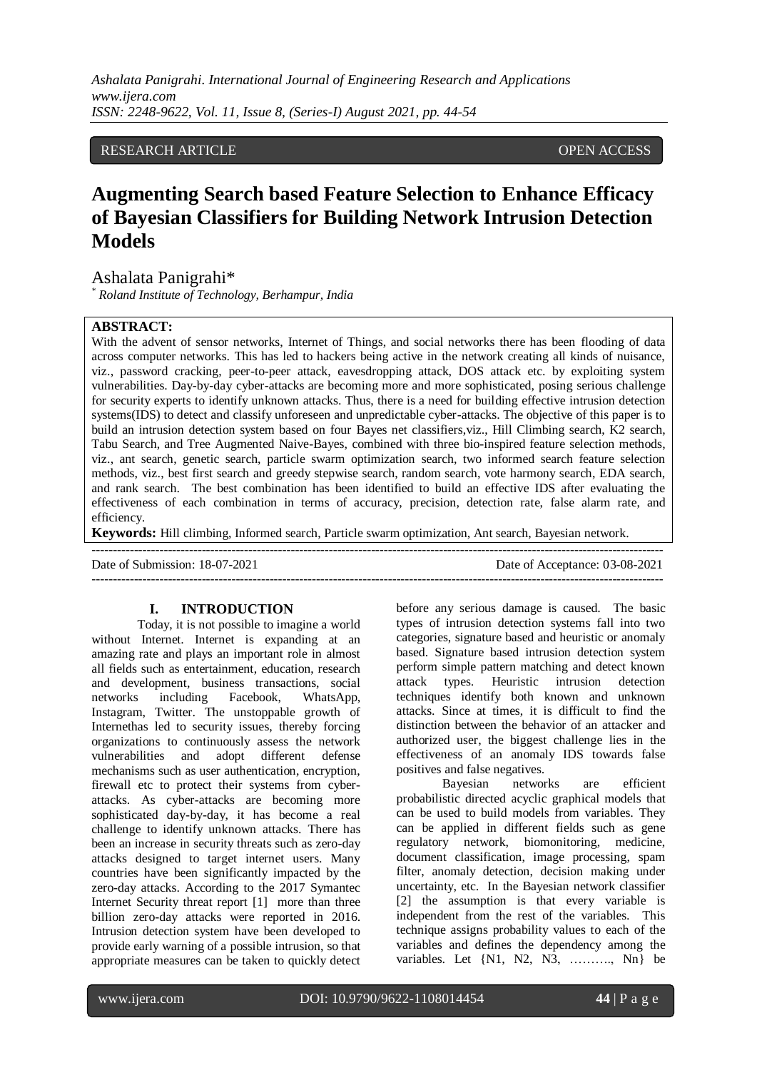RESEARCH ARTICLE OPEN ACCESS

# Augmenting Search based Feature Selection to Enhance Efficacy of Bayesian Classifiers for Building Network Intrusion Detection Models

Ashalata Panigrahi*

*Roland Institute of Technology, Berhampur, India*

**ABSTRACT:**

With the advent of sensor networks, Internet of Things, and social networks there has been flooding of data across computer networks. This has led to hackers being active in the network creating all kinds of nuisance, viz., password cracking, peer-to-peer attack, eavesdropping attack, DOS attack etc. by exploiting system vulnerabilities. Day-by-day cyber-attacks are becoming more and more sophisticated, posing serious challenge for security experts to identify unknown attacks. Thus, there is a need for building effective intrusion detection systems(IDS) to detect and classify unforeseen and unpredictable cyber-attacks. The objective of this paper is to build an intrusion detection system based on four Bayes net classifiers,viz., Hill Climbing search, K2 search, Tabu Search, and Tree Augmented Naive-Bayes, combined with three bio-inspired feature selection methods, viz., ant search, genetic search, particle swarm optimization search, two informed search feature selection methods, viz., best first search and greedy stepwise search, random search, vote harmony search, EDA search, and rank search. The best combination has been identified to build an effective IDS after evaluating the effectiveness of each combination in terms of accuracy, precision, detection rate, false alarm rate, and efficiency.

**Keywords:** Hill climbing, Informed search, Particle swarm optimization, Ant search, Bayesian network.

Date of Submission: 18-07-2021 Date of Acceptance: 03-08-2021

## I. INTRODUCTION

Today, it is not possible to imagine a world without Internet. Internet is expanding at an amazing rate and plays an important role in almost all fields such as entertainment, education, research and development, business transactions, social networks including Facebook, WhatsApp, Instagram, Twitter. The unstoppable growth of Internethas led to security issues, thereby forcing organizations to continuously assess the network vulnerabilities and adopt different defense mechanisms such as user authentication, encryption, firewall etc to protect their systems from cyber-attacks. As cyber-attacks are becoming more sophisticated day-by-day, it has become a real challenge to identify unknown attacks. There has been an increase in security threats such as zero-day attacks designed to target internet users. Many countries have been significantly impacted by the zero-day attacks. According to the 2017 Symantec Internet Security threat report [1] more than three billion zero-day attacks were reported in 2016. Intrusion detection system have been developed to provide early warning of a possible intrusion, so that appropriate measures can be taken to quickly detect before any serious damage is caused. The basic types of intrusion detection systems fall into two categories, signature based and heuristic or anomaly based. Signature based intrusion detection system perform simple pattern matching and detect known attack types. Heuristic intrusion detection techniques identify both known and unknown attacks. Since at times, it is difficult to find the distinction between the behavior of an attacker and authorized user, the biggest challenge lies in the effectiveness of an anomaly IDS towards false positives and false negatives.

Bayesian networks are efficient probabilistic directed acyclic graphical models that can be used to build models from variables. They can be applied in different fields such as gene regulatory network, biomonitoring, medicine, document classification, image processing, spam filter, anomaly detection, decision making under uncertainty, etc. In the Bayesian network classifier [2] the assumption is that every variable is independent from the rest of the variables. This technique assigns probability values to each of the variables and defines the dependency among the variables. Let {N1, N2, N3, ………., Nn} be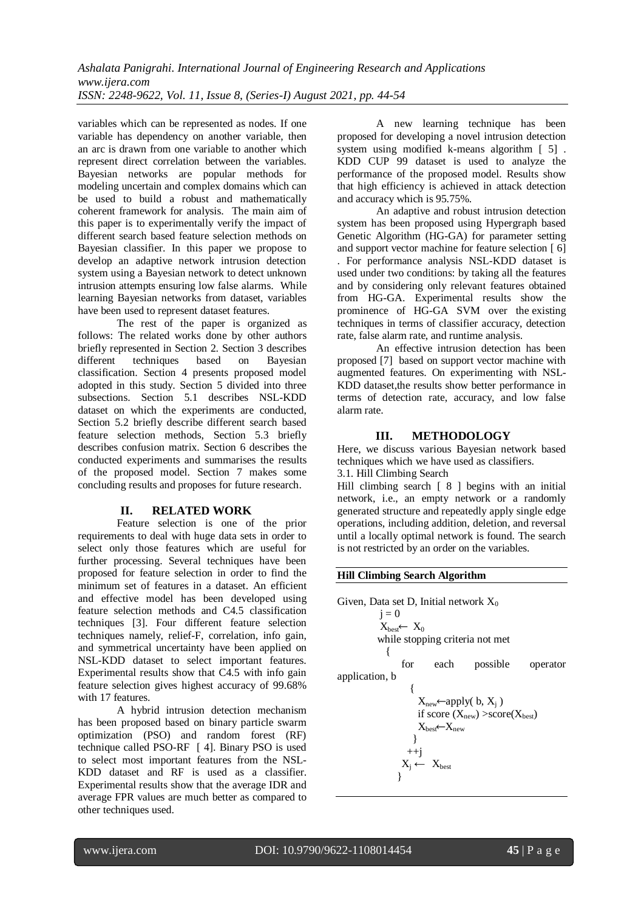variables which can be represented as nodes. If one variable has dependency on another variable, then an arc is drawn from one variable to another which represent direct correlation between the variables. Bayesian networks are popular methods for modeling uncertain and complex domains which can be used to build a robust and mathematically coherent framework for analysis. The main aim of this paper is to experimentally verify the impact of different search based feature selection methods on Bayesian classifier. In this paper we propose to develop an adaptive network intrusion detection system using a Bayesian network to detect unknown intrusion attempts ensuring low false alarms. While learning Bayesian networks from dataset, variables have been used to represent dataset features.

The rest of the paper is organized as follows: The related works done by other authors briefly represented in Section 2. Section 3 describes different techniques based on Bayesian classification. Section 4 presents proposed model adopted in this study. Section 5 divided into three subsections. Section 5.1 describes NSL-KDD dataset on which the experiments are conducted, Section 5.2 briefly describe different search based feature selection methods, Section 5.3 briefly describes confusion matrix. Section 6 describes the conducted experiments and summarises the results of the proposed model. Section 7 makes some concluding results and proposes for future research.

## II. RELATED WORK

Feature selection is one of the prior requirements to deal with huge data sets in order to select only those features which are useful for further processing. Several techniques have been proposed for feature selection in order to find the minimum set of features in a dataset. An efficient and effective model has been developed using feature selection methods and C4.5 classification techniques [3]. Four different feature selection techniques namely, relief-F, correlation, info gain, and symmetrical uncertainty have been applied on NSL-KDD dataset to select important features. Experimental results show that C4.5 with info gain feature selection gives highest accuracy of 99.68% with 17 features.

A hybrid intrusion detection mechanism has been proposed based on binary particle swarm optimization (PSO) and random forest (RF) technique called PSO-RF [ 4]. Binary PSO is used to select most important features from the NSL-KDD dataset and RF is used as a classifier. Experimental results show that the average IDR and average FPR values are much better as compared to other techniques used.

A new learning technique has been proposed for developing a novel intrusion detection system using modified k-means algorithm [ 5] . KDD CUP 99 dataset is used to analyze the performance of the proposed model. Results show that high efficiency is achieved in attack detection and accuracy which is 95.75%.

An adaptive and robust intrusion detection system has been proposed using Hypergraph based Genetic Algorithm (HG-GA) for parameter setting and support vector machine for feature selection [ 6] . For performance analysis NSL-KDD dataset is used under two conditions: by taking all the features and by considering only relevant features obtained from HG-GA. Experimental results show the prominence of HG-GA SVM over the existing techniques in terms of classifier accuracy, detection rate, false alarm rate, and runtime analysis.

An effective intrusion detection has been proposed [7] based on support vector machine with augmented features. On experimenting with NSL-KDD dataset,the results show better performance in terms of detection rate, accuracy, and low false alarm rate.

## III. METHODOLOGY

Here, we discuss various Bayesian network based techniques which we have used as classifiers.

### 3.1. Hill Climbing Search

Hill climbing search [ 8 ] begins with an initial network, i.e., an empty network or a randomly generated structure and repeatedly apply single edge operations, including addition, deletion, and reversal until a locally optimal network is found. The search is not restricted by an order on the variables.

**Hill Climbing Search Algorithm**

Given, Data set D, Initial network $X_0$

$j = 0$

$X_{best} \leftarrow X_0$

while stopping criteria not met

{

for each possible operator application, b

{

$X_{new} \leftarrow$ apply( b, $X_j$ )

if score ($X_{new}$) >score($X_{best}$)

$X_{best} \leftarrow X_{new}$

}

++j

$X_j \leftarrow X_{best}$

}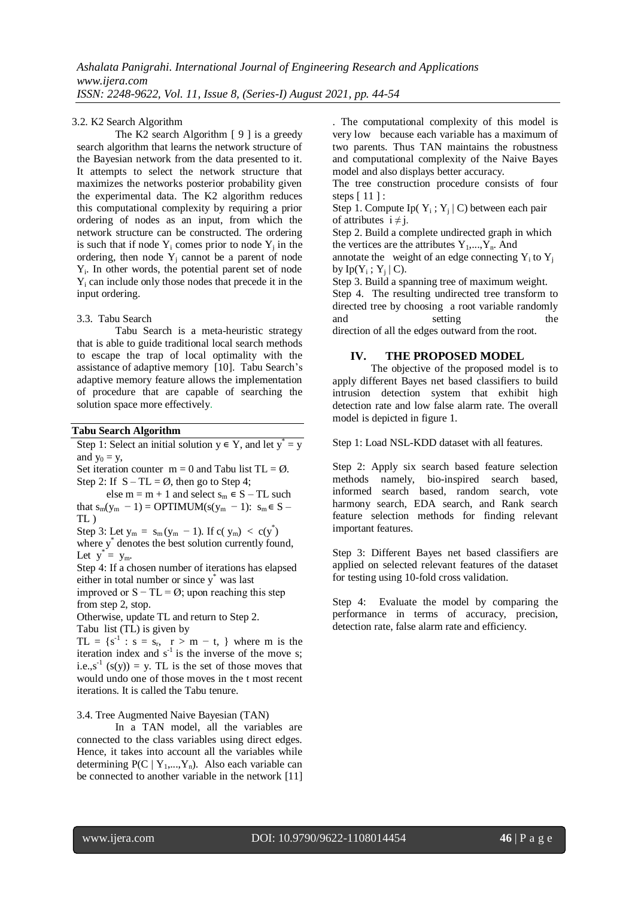### 3.2. K2 Search Algorithm

The K2 search Algorithm [ 9 ] is a greedy search algorithm that learns the network structure of the Bayesian network from the data presented to it. It attempts to select the network structure that maximizes the networks posterior probability given the experimental data. The K2 algorithm reduces this computational complexity by requiring a prior ordering of nodes as an input, from which the network structure can be constructed. The ordering is such that if node $Y_i$ comes prior to node $Y_j$ in the ordering, then node $Y_j$ cannot be a parent of node $Y_i$. In other words, the potential parent set of node $Y_i$ can include only those nodes that precede it in the input ordering.

### 3.3. Tabu Search

Tabu Search is a meta-heuristic strategy that is able to guide traditional local search methods to escape the trap of local optimality with the assistance of adaptive memory [10]. Tabu Search's adaptive memory feature allows the implementation of procedure that are capable of searching the solution space more effectively.

**Tabu Search Algorithm**

Step 1: Select an initial solution $y \in Y$, and let $y^* = y$ and $y_0 = y$,

Set iteration counter $m = 0$ and Tabu list $TL = Ø$.

Step 2: If $S - TL = Ø$, then go to Step 4;

else $m = m + 1$ and select $s_m \in S - TL$ such that $s_m(y_m - 1) = \text{OPTIMUM}(s(y_m - 1)\text{: } s_m \in S - TL)$

Step 3: Let $y_m = s_m(y_m - 1)$. If $c(y_m) < c(y^*)$ where $y^*$ denotes the best solution currently found, Let $y^* = y_m$.

Step 4: If a chosen number of iterations has elapsed either in total number or since $y^*$ was last improved or $S - TL = Ø$; upon reaching this step from step 2, stop.

Otherwise, update TL and return to Step 2.

Tabu list (TL) is given by

$TL = \{s^{-1} : s = s_r,\ r > m - t,\ \}$ where m is the iteration index and $s^{-1}$ is the inverse of the move s; i.e.,$s^{-1}(s(y)) = y$. TL is the set of those moves that would undo one of those moves in the t most recent iterations. It is called the Tabu tenure.

### 3.4. Tree Augmented Naive Bayesian (TAN)

In a TAN model, all the variables are connected to the class variables using direct edges. Hence, it takes into account all the variables while determining $P(C \mid Y_1,...,Y_n)$. Also each variable can be connected to another variable in the network [11] . The computational complexity of this model is very low because each variable has a maximum of two parents. Thus TAN maintains the robustness and computational complexity of the Naive Bayes model and also displays better accuracy.

The tree construction procedure consists of four steps [ 11 ] :

Step 1. Compute $Ip(Y_i ; Y_j \mid C)$ between each pair of attributes $i \neq j$.

Step 2. Build a complete undirected graph in which the vertices are the attributes $Y_1,...,Y_n$. And annotate the weight of an edge connecting $Y_i$ to $Y_j$ by $Ip(Y_i ; Y_j \mid C)$.

Step 3. Build a spanning tree of maximum weight.

Step 4. The resulting undirected tree transform to directed tree by choosing a root variable randomly and setting the direction of all the edges outward from the root.

## IV. THE PROPOSED MODEL

The objective of the proposed model is to apply different Bayes net based classifiers to build intrusion detection system that exhibit high detection rate and low false alarm rate. The overall model is depicted in figure 1.

Step 1: Load NSL-KDD dataset with all features.

Step 2: Apply six search based feature selection methods namely, bio-inspired search based, informed search based, random search, vote harmony search, EDA search, and Rank search feature selection methods for finding relevant important features.

Step 3: Different Bayes net based classifiers are applied on selected relevant features of the dataset for testing using 10-fold cross validation.

Step 4: Evaluate the model by comparing the performance in terms of accuracy, precision, detection rate, false alarm rate and efficiency.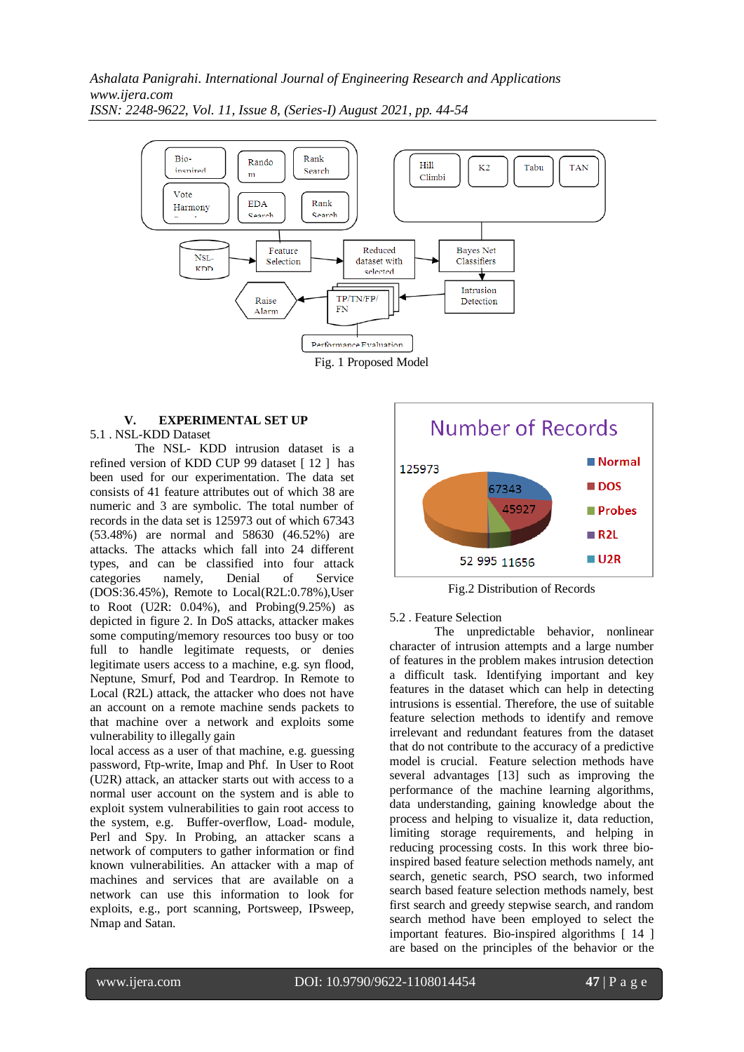Bio-inspired

Random

Rank Search

Vote Harmony

EDA Search

Rank Search

Hill Climbi

K2

Tabu

TAN

NSL-KDD

Feature Selection

Reduced dataset with selected

Bayes Net Classifiers

Raise Alarm

TP/TN/FP/FN

Intrusion Detection

Performance Evaluation

Fig. 1 Proposed Model

## V. EXPERIMENTAL SET UP

### 5.1 . NSL-KDD Dataset

The NSL- KDD intrusion dataset is a refined version of KDD CUP 99 dataset [ 12 ] has been used for our experimentation. The data set consists of 41 feature attributes out of which 38 are numeric and 3 are symbolic. The total number of records in the data set is 125973 out of which 67343 (53.48%) are normal and 58630 (46.52%) are attacks. The attacks which fall into 24 different types, and can be classified into four attack categories namely, Denial of Service (DOS:36.45%), Remote to Local(R2L:0.78%),User to Root (U2R: 0.04%), and Probing(9.25%) as depicted in figure 2. In DoS attacks, attacker makes some computing/memory resources too busy or too full to handle legitimate requests, or denies legitimate users access to a machine, e.g. syn flood, Neptune, Smurf, Pod and Teardrop. In Remote to Local (R2L) attack, the attacker who does not have an account on a remote machine sends packets to that machine over a network and exploits some vulnerability to illegally gain local access as a user of that machine, e.g. guessing password, Ftp-write, Imap and Phf. In User to Root (U2R) attack, an attacker starts out with access to a normal user account on the system and is able to exploit system vulnerabilities to gain root access to the system, e.g. Buffer-overflow, Load- module, Perl and Spy. In Probing, an attacker scans a network of computers to gather information or find known vulnerabilities. An attacker with a map of machines and services that are available on a network can use this information to look for exploits, e.g., port scanning, Portsweep, IPsweep, Nmap and Satan.

Number of Records

125973

67343

45927

52 995 11656

Normal

DOS

Probes

R2L

U2R

Fig.2 Distribution of Records

### 5.2 . Feature Selection

The unpredictable behavior, nonlinear character of intrusion attempts and a large number of features in the problem makes intrusion detection a difficult task. Identifying important and key features in the dataset which can help in detecting intrusions is essential. Therefore, the use of suitable feature selection methods to identify and remove irrelevant and redundant features from the dataset that do not contribute to the accuracy of a predictive model is crucial. Feature selection methods have several advantages [13] such as improving the performance of the machine learning algorithms, data understanding, gaining knowledge about the process and helping to visualize it, data reduction, limiting storage requirements, and helping in reducing processing costs. In this work three bio-inspired based feature selection methods namely, ant search, genetic search, PSO search, two informed search based feature selection methods namely, best first search and greedy stepwise search, and random search method have been employed to select the important features. Bio-inspired algorithms [ 14 ] are based on the principles of the behavior or the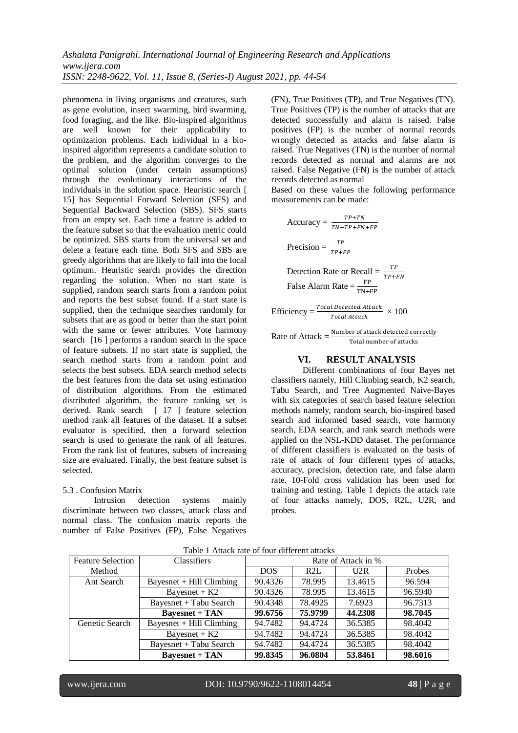phenomena in living organisms and creatures, such as gene evolution, insect swarming, bird swarming, food foraging, and the like. Bio-inspired algorithms are well known for their applicability to optimization problems. Each individual in a bio-inspired algorithm represents a candidate solution to the problem, and the algorithm converges to the optimal solution (under certain assumptions) through the evolutionary interactions of the individuals in the solution space. Heuristic search [ 15] has Sequential Forward Selection (SFS) and Sequential Backward Selection (SBS). SFS starts from an empty set. Each time a feature is added to the feature subset so that the evaluation metric could be optimized. SBS starts from the universal set and delete a feature each time. Both SFS and SBS are greedy algorithms that are likely to fall into the local optimum. Heuristic search provides the direction regarding the solution. When no start state is supplied, random search starts from a random point and reports the best subset found. If a start state is supplied, then the technique searches randomly for subsets that are as good or better than the start point with the same or fewer attributes. Vote harmony search [16 ] performs a random search in the space of feature subsets. If no start state is supplied, the search method starts from a random point and selects the best subsets. EDA search method selects the best features from the data set using estimation of distribution algorithms. From the estimated distributed algorithm, the feature ranking set is derived. Rank search [ 17 ] feature selection method rank all features of the dataset. If a subset evaluator is specified, then a forward selection search is used to generate the rank of all features. From the rank list of features, subsets of increasing size are evaluated. Finally, the best feature subset is selected.

### 5.3 . Confusion Matrix

Intrusion detection systems mainly discriminate between two classes, attack class and normal class. The confusion matrix reports the number of False Positives (FP), False Negatives (FN), True Positives (TP), and True Negatives (TN). True Positives (TP) is the number of attacks that are detected successfully and alarm is raised. False positives (FP) is the number of normal records wrongly detected as attacks and false alarm is raised. True Negatives (TN) is the number of normal records detected as normal and alarms are not raised. False Negative (FN) is the number of attack records detected as normal

Based on these values the following performance measurements can be made:

$$\text{Accuracy} = \frac{TP+TN}{TN+TP+FN+FP}$$

$$\text{Precision} = \frac{TP}{TP+FP}$$

$$\text{Detection Rate or Recall} = \frac{TP}{TP+FN}$$

$$\text{False Alarm Rate} = \frac{\text{FP}}{\text{TN+FP}}$$

$$\text{Efficiency} = \frac{\text{Total Detected Attack}}{\text{Total Attack}} \times 100$$

$$\text{Rate of Attack} = \frac{\text{Number of attack detected correctly}}{\text{Total number of attacks}}$$

## VI. RESULT ANALYSIS

Different combinations of four Bayes net classifiers namely, Hill Climbing search, K2 search, Tabu Search, and Tree Augmented Naive-Bayes with six categories of search based feature selection methods namely, random search, bio-inspired based search and informed based search, vote harmony search, EDA search, and rank search methods were applied on the NSL-KDD dataset. The performance of different classifiers is evaluated on the basis of rate of attack of four different types of attacks, accuracy, precision, detection rate, and false alarm rate. 10-Fold cross validation has been used for training and testing. Table 1 depicts the attack rate of four attacks namely, DOS, R2L, U2R, and probes.

Table 1 Attack rate of four different attacks

| Feature Selection Method | Classifiers | Rate of Attack in % | | | |
|---|---|---|---|---|---|
| | | DOS | R2L | U2R | Probes |
| Ant Search | Bayesnet + Hill Climbing | 90.4326 | 78.995 | 13.4615 | 96.594 |
| | Bayesnet + K2 | 90.4326 | 78.995 | 13.4615 | 96.5940 |
| | Bayesnet + Tabu Search | 90.4348 | 78.4925 | 7.6923 | 96.7313 |
| | **Bayesnet + TAN** | **99.6756** | **75.9799** | **44.2308** | **98.7045** |
| Genetic Search | Bayesnet + Hill Climbing | 94.7482 | 94.4724 | 36.5385 | 98.4042 |
| | Bayesnet + K2 | 94.7482 | 94.4724 | 36.5385 | 98.4042 |
| | Bayesnet + Tabu Search | 94.7482 | 94.4724 | 36.5385 | 98.4042 |
| | **Bayesnet + TAN** | **99.8345** | **96.0804** | **53.8461** | **98.6016** |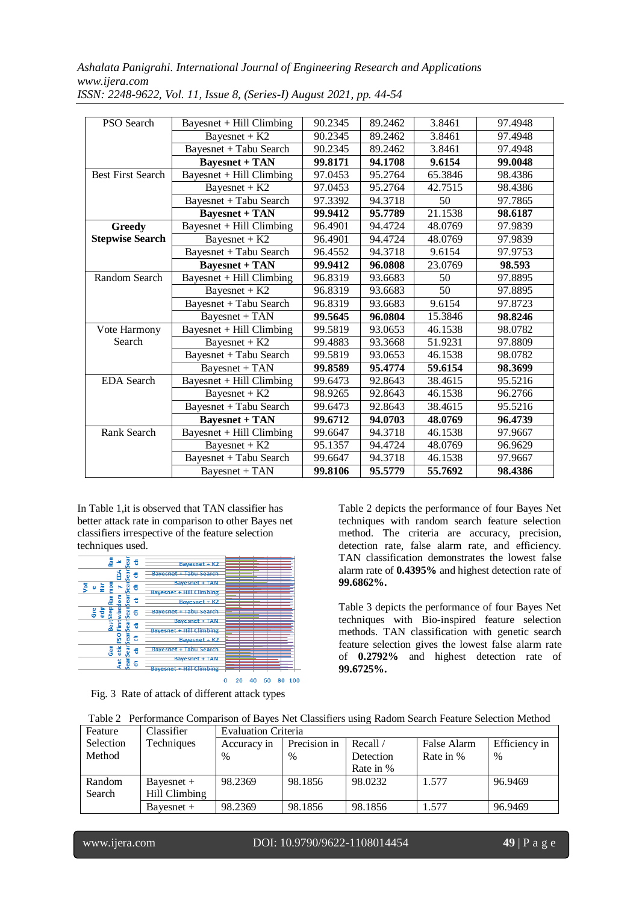| | | | | | |
|---|---|---|---|---|---|
| PSO Search | Bayesnet + Hill Climbing | 90.2345 | 89.2462 | 3.8461 | 97.4948 |
| | Bayesnet + K2 | 90.2345 | 89.2462 | 3.8461 | 97.4948 |
| | Bayesnet + Tabu Search | 90.2345 | 89.2462 | 3.8461 | 97.4948 |
| | **Bayesnet + TAN** | **99.8171** | **94.1708** | **9.6154** | **99.0048** |
| Best First Search | Bayesnet + Hill Climbing | 97.0453 | 95.2764 | 65.3846 | 98.4386 |
| | Bayesnet + K2 | 97.0453 | 95.2764 | 42.7515 | 98.4386 |
| | Bayesnet + Tabu Search | 97.3392 | 94.3718 | 50 | 97.7865 |
| | **Bayesnet + TAN** | **99.9412** | **95.7789** | 21.1538 | **98.6187** |
| **Greedy Stepwise Search** | Bayesnet + Hill Climbing | 96.4901 | 94.4724 | 48.0769 | 97.9839 |
| | Bayesnet + K2 | 96.4901 | 94.4724 | 48.0769 | 97.9839 |
| | Bayesnet + Tabu Search | 96.4552 | 94.3718 | 9.6154 | 97.9753 |
| | **Bayesnet + TAN** | **99.9412** | **96.0808** | 23.0769 | **98.593** |
| Random Search | Bayesnet + Hill Climbing | 96.8319 | 93.6683 | 50 | 97.8895 |
| | Bayesnet + K2 | 96.8319 | 93.6683 | 50 | 97.8895 |
| | Bayesnet + Tabu Search | 96.8319 | 93.6683 | 9.6154 | 97.8723 |
| | Bayesnet + TAN | **99.5645** | **96.0804** | 15.3846 | **98.8246** |
| Vote Harmony Search | Bayesnet + Hill Climbing | 99.5819 | 93.0653 | 46.1538 | 98.0782 |
| | Bayesnet + K2 | 99.4883 | 93.3668 | 51.9231 | 97.8809 |
| | Bayesnet + Tabu Search | 99.5819 | 93.0653 | 46.1538 | 98.0782 |
| | Bayesnet + TAN | **99.8589** | **95.4774** | **59.6154** | **98.3699** |
| EDA Search | Bayesnet + Hill Climbing | 99.6473 | 92.8643 | 38.4615 | 95.5216 |
| | Bayesnet + K2 | 98.9265 | 92.8643 | 46.1538 | 96.2766 |
| | Bayesnet + Tabu Search | 99.6473 | 92.8643 | 38.4615 | 95.5216 |
| | **Bayesnet + TAN** | **99.6712** | **94.0703** | **48.0769** | **96.4739** |
| Rank Search | Bayesnet + Hill Climbing | 99.6647 | 94.3718 | 46.1538 | 97.9667 |
| | Bayesnet + K2 | 95.1357 | 94.4724 | 48.0769 | 96.9629 |
| | Bayesnet + Tabu Search | 99.6647 | 94.3718 | 46.1538 | 97.9667 |
| | Bayesnet + TAN | **99.8106** | **95.5779** | **55.7692** | **98.4386** |

In Table 1,it is observed that TAN classifier has better attack rate in comparison to other Bayes net classifiers irrespective of the feature selection techniques used.

Bayesnet + K2
Bayesnet + Tabu Search
Bayesnet + TAN
Bayesnet + Hill Climbing
Bayesnet + K2
Bayesnet + Tabu Search
Bayesnet + TAN
Bayesnet + Hill Climbing
Bayesnet + K2
Bayesnet + Tabu Search
Bayesnet + TAN
Bayesnet + Hill Climbing
0 20 40 60 80 100

Fig. 3 Rate of attack of different attack types

Table 2 depicts the performance of four Bayes Net techniques with random search feature selection method. The criteria are accuracy, precision, detection rate, false alarm rate, and efficiency. TAN classification demonstrates the lowest false alarm rate of **0.4395%** and highest detection rate of **99.6862%.**

Table 3 depicts the performance of four Bayes Net techniques with Bio-inspired feature selection methods. TAN classification with genetic search feature selection gives the lowest false alarm rate of **0.2792%** and highest detection rate of **99.6725%.**

Table 2 Performance Comparison of Bayes Net Classifiers using Radom Search Feature Selection Method

| Feature Selection Method | Classifier Techniques | Evaluation Criteria | | | | |
|---|---|---|---|---|---|---|
| | | Accuracy in % | Precision in % | Recall / Detection Rate in % | False Alarm Rate in % | Efficiency in % |
| Random Search | Bayesnet + Hill Climbing | 98.2369 | 98.1856 | 98.0232 | 1.577 | 96.9469 |
| | Bayesnet + | 98.2369 | 98.1856 | 98.1856 | 1.577 | 96.9469 |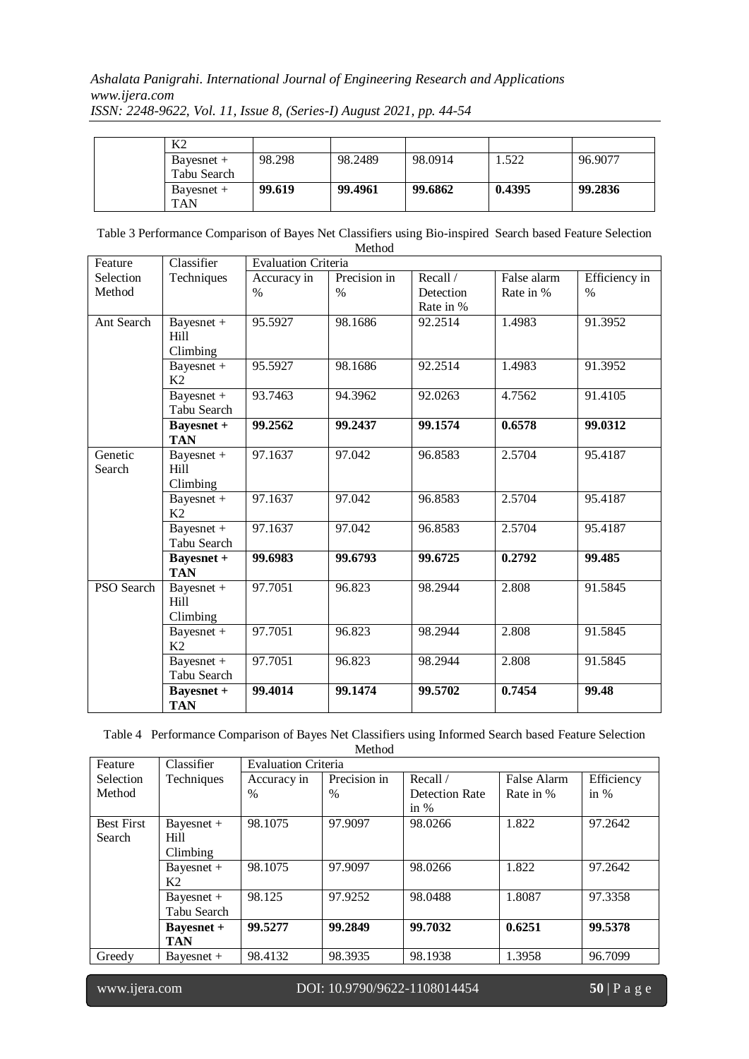| | | | | | | |
|---|---|---|---|---|---|---|
| | K2 | | | | | |
| | Bayesnet + Tabu Search | 98.298 | 98.2489 | 98.0914 | 1.522 | 96.9077 |
| | Bayesnet + TAN | **99.619** | **99.4961** | **99.6862** | **0.4395** | **99.2836** |

Table 3 Performance Comparison of Bayes Net Classifiers using Bio-inspired Search based Feature Selection Method

| Feature Selection Method | Classifier Techniques | Evaluation Criteria | | | | |
|---|---|---|---|---|---|---|
| | | Accuracy in % | Precision in % | Recall / Detection Rate in % | False alarm Rate in % | Efficiency in % |
| Ant Search | Bayesnet + Hill Climbing | 95.5927 | 98.1686 | 92.2514 | 1.4983 | 91.3952 |
| | Bayesnet + K2 | 95.5927 | 98.1686 | 92.2514 | 1.4983 | 91.3952 |
| | Bayesnet + Tabu Search | 93.7463 | 94.3962 | 92.0263 | 4.7562 | 91.4105 |
| | **Bayesnet + TAN** | **99.2562** | **99.2437** | **99.1574** | **0.6578** | **99.0312** |
| Genetic Search | Bayesnet + Hill Climbing | 97.1637 | 97.042 | 96.8583 | 2.5704 | 95.4187 |
| | Bayesnet + K2 | 97.1637 | 97.042 | 96.8583 | 2.5704 | 95.4187 |
| | Bayesnet + Tabu Search | 97.1637 | 97.042 | 96.8583 | 2.5704 | 95.4187 |
| | **Bayesnet + TAN** | **99.6983** | **99.6793** | **99.6725** | **0.2792** | **99.485** |
| PSO Search | Bayesnet + Hill Climbing | 97.7051 | 96.823 | 98.2944 | 2.808 | 91.5845 |
| | Bayesnet + K2 | 97.7051 | 96.823 | 98.2944 | 2.808 | 91.5845 |
| | Bayesnet + Tabu Search | 97.7051 | 96.823 | 98.2944 | 2.808 | 91.5845 |
| | **Bayesnet + TAN** | **99.4014** | **99.1474** | **99.5702** | **0.7454** | **99.48** |

Table 4 Performance Comparison of Bayes Net Classifiers using Informed Search based Feature Selection Method

| Feature Selection Method | Classifier Techniques | Evaluation Criteria | | | | |
|---|---|---|---|---|---|---|
| | | Accuracy in % | Precision in % | Recall / Detection Rate in % | False Alarm Rate in % | Efficiency in % |
| Best First Search | Bayesnet + Hill Climbing | 98.1075 | 97.9097 | 98.0266 | 1.822 | 97.2642 |
| | Bayesnet + K2 | 98.1075 | 97.9097 | 98.0266 | 1.822 | 97.2642 |
| | Bayesnet + Tabu Search | 98.125 | 97.9252 | 98.0488 | 1.8087 | 97.3358 |
| | **Bayesnet + TAN** | **99.5277** | **99.2849** | **99.7032** | **0.6251** | **99.5378** |
| Greedy | Bayesnet + | 98.4132 | 98.3935 | 98.1938 | 1.3958 | 96.7099 |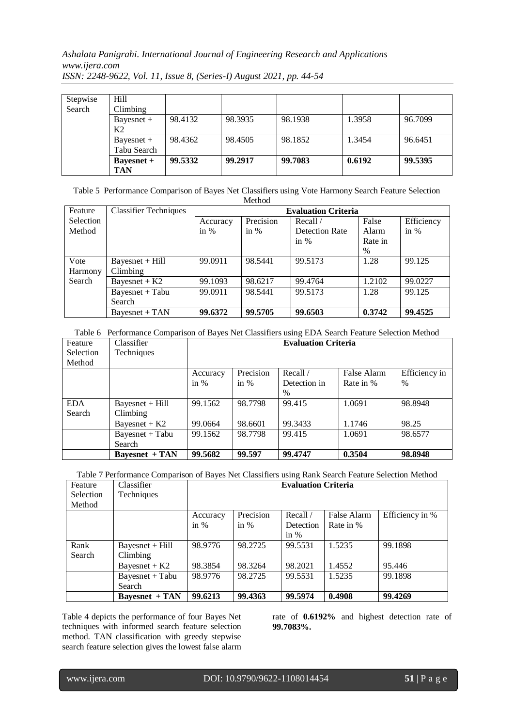| Stepwise Search | Hill Climbing | | | | | |
|---|---|---|---|---|---|---|
| | Bayesnet + K2 | 98.4132 | 98.3935 | 98.1938 | 1.3958 | 96.7099 |
| | Bayesnet + Tabu Search | 98.4362 | 98.4505 | 98.1852 | 1.3454 | 96.6451 |
| | **Bayesnet + TAN** | **99.5332** | **99.2917** | **99.7083** | **0.6192** | **99.5395** |

Table 5 Performance Comparison of Bayes Net Classifiers using Vote Harmony Search Feature Selection Method

| Feature Selection Method | Classifier Techniques | Evaluation Criteria | | | | |
|---|---|---|---|---|---|---|
| | | Accuracy in % | Precision in % | Recall / Detection Rate in % | False Alarm Rate in % | Efficiency in % |
| Vote Harmony Search | Bayesnet + Hill Climbing | 99.0911 | 98.5441 | 99.5173 | 1.28 | 99.125 |
| | Bayesnet + K2 | 99.1093 | 98.6217 | 99.4764 | 1.2102 | 99.0227 |
| | Bayesnet + Tabu Search | 99.0911 | 98.5441 | 99.5173 | 1.28 | 99.125 |
| | Bayesnet + TAN | **99.6372** | **99.5705** | **99.6503** | **0.3742** | **99.4525** |

Table 6 Performance Comparison of Bayes Net Classifiers using EDA Search Feature Selection Method

| Feature Selection Method | Classifier Techniques | Evaluation Criteria | | | | |
|---|---|---|---|---|---|---|
| | | Accuracy in % | Precision in % | Recall / Detection in % | False Alarm Rate in % | Efficiency in % |
| EDA Search | Bayesnet + Hill Climbing | 99.1562 | 98.7798 | 99.415 | 1.0691 | 98.8948 |
| | Bayesnet + K2 | 99.0664 | 98.6601 | 99.3433 | 1.1746 | 98.25 |
| | Bayesnet + Tabu Search | 99.1562 | 98.7798 | 99.415 | 1.0691 | 98.6577 |
| | **Bayesnet + TAN** | **99.5682** | **99.597** | **99.4747** | **0.3504** | **98.8948** |

Table 7 Performance Comparison of Bayes Net Classifiers using Rank Search Feature Selection Method

| Feature Selection Method | Classifier Techniques | Evaluation Criteria | | | | |
|---|---|---|---|---|---|---|
| | | Accuracy in % | Precision in % | Recall / Detection in % | False Alarm Rate in % | Efficiency in % |
| Rank Search | Bayesnet + Hill Climbing | 98.9776 | 98.2725 | 99.5531 | 1.5235 | 99.1898 |
| | Bayesnet + K2 | 98.3854 | 98.3264 | 98.2021 | 1.4552 | 95.446 |
| | Bayesnet + Tabu Search | 98.9776 | 98.2725 | 99.5531 | 1.5235 | 99.1898 |
| | **Bayesnet + TAN** | **99.6213** | **99.4363** | **99.5974** | **0.4908** | **99.4269** |

Table 4 depicts the performance of four Bayes Net techniques with informed search feature selection method. TAN classification with greedy stepwise search feature selection gives the lowest false alarm rate of **0.6192%** and highest detection rate of **99.7083%.**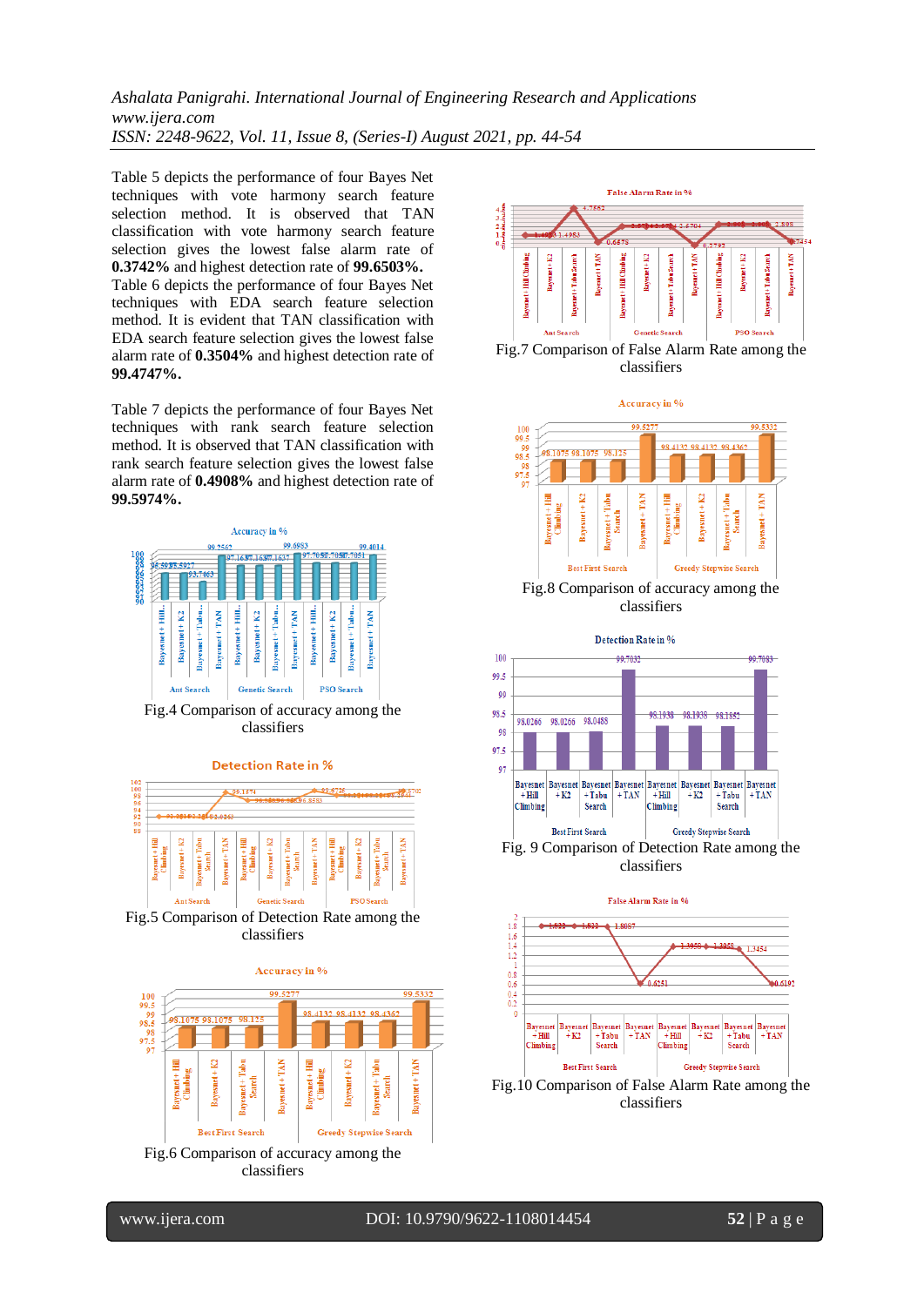Table 5 depicts the performance of four Bayes Net techniques with vote harmony search feature selection method. It is observed that TAN classification with vote harmony search feature selection gives the lowest false alarm rate of **0.3742%** and highest detection rate of **99.6503%.**

Table 6 depicts the performance of four Bayes Net techniques with EDA search feature selection method. It is evident that TAN classification with EDA search feature selection gives the lowest false alarm rate of **0.3504%** and highest detection rate of **99.4747%.**

Table 7 depicts the performance of four Bayes Net techniques with rank search feature selection method. It is observed that TAN classification with rank search feature selection gives the lowest false alarm rate of **0.4908%** and highest detection rate of **99.5974%.**

Accuracy in %

99.2562, 99.6983, 95.5927, 95.5927, 93.7463, 97.1637, 97.1637, 97.1637, 97.7058, 97.7058, 97.7051, 99.4014

Bayesnet+ Hill..., Bayesnet+ K2, Bayesnet+ Tabu..., Bayesnet+ TAN

Ant Search, Genetic Search, PSO Search

Fig.4 Comparison of accuracy among the classifiers

Detection Rate in %

96.1574, 92.6726, 99.5702, 96.8893, 96.8893, 96.8893, 92.8102, 92.8102, 92.8253

Bayesnet+ Hill Climbing, Bayesnet+ K2, Bayesnet+ Tabu Search, Bayesnet+ TAN

Ant Search, Genetic Search, PSO Search

Fig.5 Comparison of Detection Rate among the classifiers

Accuracy in %

99.5277, 99.5332, 98.1075, 98.1075, 98.125, 98.4132, 98.4132, 98.4362

Bayesnet+ Hill Climbing, Bayesnet+ K2, Bayesnet+ Tabu Search, Bayesnet+ TAN

Best First Search, Greedy Stepwise Search

Fig.6 Comparison of accuracy among the classifiers

False Alarm Rate in %

4.7562, 1.4953, 1.4953, 0.6478, 2.5704, 2.5704, 2.5704, 0.2797, 2.808, 2.808, 2.805, 0.7454

Bayesnet+ Hill Climbing, Bayesnet+ K2, Bayesnet+ Tabu Search, Bayesnet+ TAN

Ant Search, Genetic Search, PSO Search

Fig.7 Comparison of False Alarm Rate among the classifiers

Accuracy in %

99.5277, 99.5332, 98.1075, 98.1075, 98.125, 98.4132, 98.4132, 98.4362

Bayesnet+ Hill Climbing, Bayesnet+ K2, Bayesnet+ Tabu Search, Bayesnet+ TAN

Best First Search, Greedy Stepwise Search

Fig.8 Comparison of accuracy among the classifiers

Detection Rate in %

99.7032, 99.7083, 98.0266, 98.0266, 98.0488, 98.1938, 98.1938, 98.1852

Bayesnet + Hill Climbing, Bayesnet + K2, Bayesnet + Tabu Search, Bayesnet + TAN

Best First Search, Greedy Stepwise Search

Fig. 9 Comparison of Detection Rate among the classifiers

False Alarm Rate in %

1.822, 1.822, 1.8067, 0.6251, 1.3958, 1.3958, 1.3454, 0.6192

Bayesnet + Hill Climbing, Bayesnet + K2, Bayesnet + Tabu Search, Bayesnet + TAN

Best First Search, Greedy Stepwise Search

Fig.10 Comparison of False Alarm Rate among the classifiers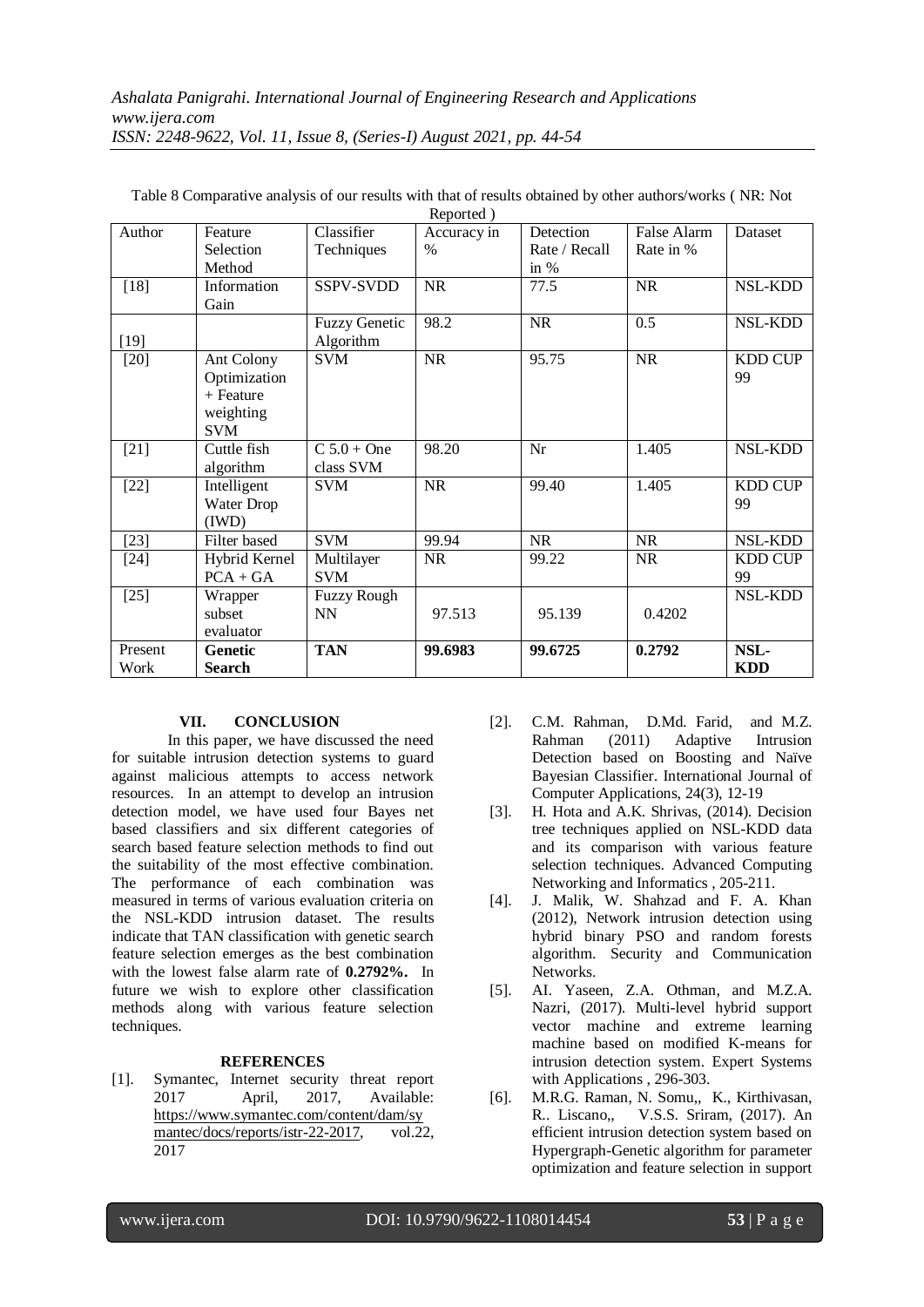Table 8 Comparative analysis of our results with that of results obtained by other authors/works ( NR: Not Reported )

| Author | Feature Selection Method | Classifier Techniques | Accuracy in % | Detection Rate / Recall in % | False Alarm Rate in % | Dataset |
|---|---|---|---|---|---|---|
| [18] | Information Gain | SSPV-SVDD | NR | 77.5 | NR | NSL-KDD |
| [19] | | Fuzzy Genetic Algorithm | 98.2 | NR | 0.5 | NSL-KDD |
| [20] | Ant Colony Optimization + Feature weighting SVM | SVM | NR | 95.75 | NR | KDD CUP 99 |
| [21] | Cuttle fish algorithm | C 5.0 + One class SVM | 98.20 | Nr | 1.405 | NSL-KDD |
| [22] | Intelligent Water Drop (IWD) | SVM | NR | 99.40 | 1.405 | KDD CUP 99 |
| [23] | Filter based | SVM | 99.94 | NR | NR | NSL-KDD |
| [24] | Hybrid Kernel PCA + GA | Multilayer SVM | NR | 99.22 | NR | KDD CUP 99 |
| [25] | Wrapper subset evaluator | Fuzzy Rough NN | 97.513 | 95.139 | 0.4202 | NSL-KDD |
| Present Work | **Genetic Search** | **TAN** | **99.6983** | **99.6725** | **0.2792** | **NSL-KDD** |

## VII. CONCLUSION

In this paper, we have discussed the need for suitable intrusion detection systems to guard against malicious attempts to access network resources. In an attempt to develop an intrusion detection model, we have used four Bayes net based classifiers and six different categories of search based feature selection methods to find out the suitability of the most effective combination. The performance of each combination was measured in terms of various evaluation criteria on the NSL-KDD intrusion dataset. The results indicate that TAN classification with genetic search feature selection emerges as the best combination with the lowest false alarm rate of **0.2792%.** In future we wish to explore other classification methods along with various feature selection techniques.

## REFERENCES

[1]. Symantec, Internet security threat report 2017 April, 2017, Available: https://www.symantec.com/content/dam/symantec/docs/reports/istr-22-2017, vol.22, 2017

[2]. C.M. Rahman, D.Md. Farid, and M.Z. Rahman (2011) Adaptive Intrusion Detection based on Boosting and Naïve Bayesian Classifier. International Journal of Computer Applications, 24(3), 12-19

[3]. H. Hota and A.K. Shrivas, (2014). Decision tree techniques applied on NSL-KDD data and its comparison with various feature selection techniques. Advanced Computing Networking and Informatics , 205-211.

[4]. J. Malik, W. Shahzad and F. A. Khan (2012), Network intrusion detection using hybrid binary PSO and random forests algorithm. Security and Communication Networks.

[5]. AI. Yaseen, Z.A. Othman, and M.Z.A. Nazri, (2017). Multi-level hybrid support vector machine and extreme learning machine based on modified K-means for intrusion detection system. Expert Systems with Applications , 296-303.

[6]. M.R.G. Raman, N. Somu,, K., Kirthivasan, R.. Liscano,, V.S.S. Sriram, (2017). An efficient intrusion detection system based on Hypergraph-Genetic algorithm for parameter optimization and feature selection in support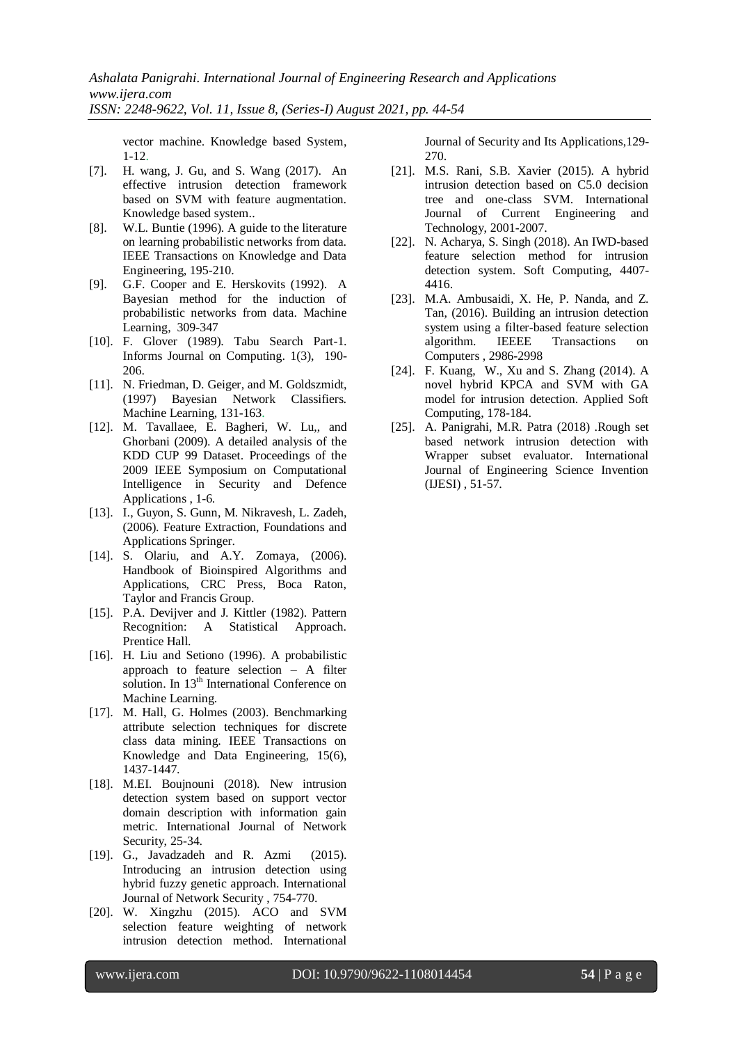vector machine. Knowledge based System, 1-12.

[7]. H. wang, J. Gu, and S. Wang (2017). An effective intrusion detection framework based on SVM with feature augmentation. Knowledge based system..

[8]. W.L. Buntie (1996). A guide to the literature on learning probabilistic networks from data. IEEE Transactions on Knowledge and Data Engineering, 195-210.

[9]. G.F. Cooper and E. Herskovits (1992). A Bayesian method for the induction of probabilistic networks from data. Machine Learning, 309-347

[10]. F. Glover (1989). Tabu Search Part-1. Informs Journal on Computing. 1(3), 190-206.

[11]. N. Friedman, D. Geiger, and M. Goldszmidt, (1997) Bayesian Network Classifiers. Machine Learning, 131-163.

[12]. M. Tavallaee, E. Bagheri, W. Lu,, and Ghorbani (2009). A detailed analysis of the KDD CUP 99 Dataset. Proceedings of the 2009 IEEE Symposium on Computational Intelligence in Security and Defence Applications , 1-6.

[13]. I., Guyon, S. Gunn, M. Nikravesh, L. Zadeh, (2006). Feature Extraction, Foundations and Applications Springer.

[14]. S. Olariu, and A.Y. Zomaya, (2006). Handbook of Bioinspired Algorithms and Applications, CRC Press, Boca Raton, Taylor and Francis Group.

[15]. P.A. Devijver and J. Kittler (1982). Pattern Recognition: A Statistical Approach. Prentice Hall.

[16]. H. Liu and Setiono (1996). A probabilistic approach to feature selection – A filter solution. In 13th International Conference on Machine Learning.

[17]. M. Hall, G. Holmes (2003). Benchmarking attribute selection techniques for discrete class data mining. IEEE Transactions on Knowledge and Data Engineering, 15(6), 1437-1447.

[18]. M.EI. Boujnouni (2018). New intrusion detection system based on support vector domain description with information gain metric. International Journal of Network Security, 25-34.

[19]. G., Javadzadeh and R. Azmi (2015). Introducing an intrusion detection using hybrid fuzzy genetic approach. International Journal of Network Security , 754-770.

[20]. W. Xingzhu (2015). ACO and SVM selection feature weighting of network intrusion detection method. International Journal of Security and Its Applications,129-270.

[21]. M.S. Rani, S.B. Xavier (2015). A hybrid intrusion detection based on C5.0 decision tree and one-class SVM. International Journal of Current Engineering and Technology, 2001-2007.

[22]. N. Acharya, S. Singh (2018). An IWD-based feature selection method for intrusion detection system. Soft Computing, 4407-4416.

[23]. M.A. Ambusaidi, X. He, P. Nanda, and Z. Tan, (2016). Building an intrusion detection system using a filter-based feature selection algorithm. IEEEE Transactions on Computers , 2986-2998

[24]. F. Kuang, W., Xu and S. Zhang (2014). A novel hybrid KPCA and SVM with GA model for intrusion detection. Applied Soft Computing, 178-184.

[25]. A. Panigrahi, M.R. Patra (2018) .Rough set based network intrusion detection with Wrapper subset evaluator. International Journal of Engineering Science Invention (IJESI) , 51-57.